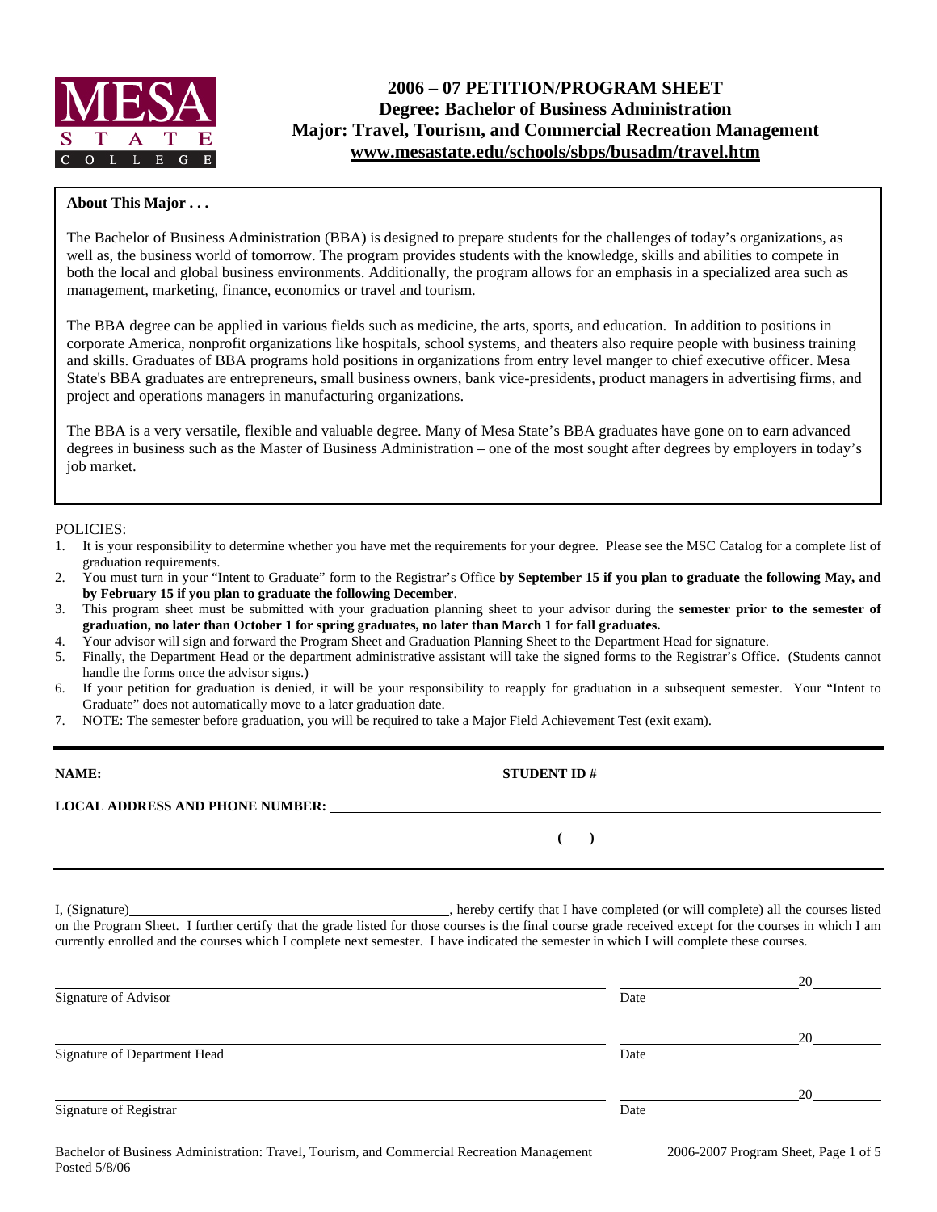# 2006 – 07 PETITION/PROGRAM SHEET

## Degree: Bachelor of Business Administration
## Major: Travel, Tourism, and Commercial Recreation Management
## www.mesastate.edu/schools/sbps/busadm/travel.htm

**About This Major . . .**

The Bachelor of Business Administration (BBA) is designed to prepare students for the challenges of today's organizations, as well as, the business world of tomorrow. The program provides students with the knowledge, skills and abilities to compete in both the local and global business environments. Additionally, the program allows for an emphasis in a specialized area such as management, marketing, finance, economics or travel and tourism.

The BBA degree can be applied in various fields such as medicine, the arts, sports, and education. In addition to positions in corporate America, nonprofit organizations like hospitals, school systems, and theaters also require people with business training and skills. Graduates of BBA programs hold positions in organizations from entry level manger to chief executive officer. Mesa State's BBA graduates are entrepreneurs, small business owners, bank vice-presidents, product managers in advertising firms, and project and operations managers in manufacturing organizations.

The BBA is a very versatile, flexible and valuable degree. Many of Mesa State's BBA graduates have gone on to earn advanced degrees in business such as the Master of Business Administration – one of the most sought after degrees by employers in today's job market.

POLICIES:

1. It is your responsibility to determine whether you have met the requirements for your degree. Please see the MSC Catalog for a complete list of graduation requirements.
2. You must turn in your "Intent to Graduate" form to the Registrar's Office **by September 15 if you plan to graduate the following May, and by February 15 if you plan to graduate the following December**.
3. This program sheet must be submitted with your graduation planning sheet to your advisor during the **semester prior to the semester of graduation, no later than October 1 for spring graduates, no later than March 1 for fall graduates.**
4. Your advisor will sign and forward the Program Sheet and Graduation Planning Sheet to the Department Head for signature.
5. Finally, the Department Head or the department administrative assistant will take the signed forms to the Registrar's Office. (Students cannot handle the forms once the advisor signs.)
6. If your petition for graduation is denied, it will be your responsibility to reapply for graduation in a subsequent semester. Your "Intent to Graduate" does not automatically move to a later graduation date.
7. NOTE: The semester before graduation, you will be required to take a Major Field Achievement Test (exit exam).

**NAME:** ______________________________ **STUDENT ID #** ______________________________

**LOCAL ADDRESS AND PHONE NUMBER:** ______________________________

______________________________ **( )** ______________________________

I, (Signature)______________________________, hereby certify that I have completed (or will complete) all the courses listed on the Program Sheet. I further certify that the grade listed for those courses is the final course grade received except for the courses in which I am currently enrolled and the courses which I complete next semester. I have indicated the semester in which I will complete these courses.

______________________________ ______________ 20______
Signature of Advisor Date

______________________________ ______________ 20______
Signature of Department Head Date

______________________________ ______________ 20______
Signature of Registrar Date

Bachelor of Business Administration: Travel, Tourism, and Commercial Recreation Management
Posted 5/8/06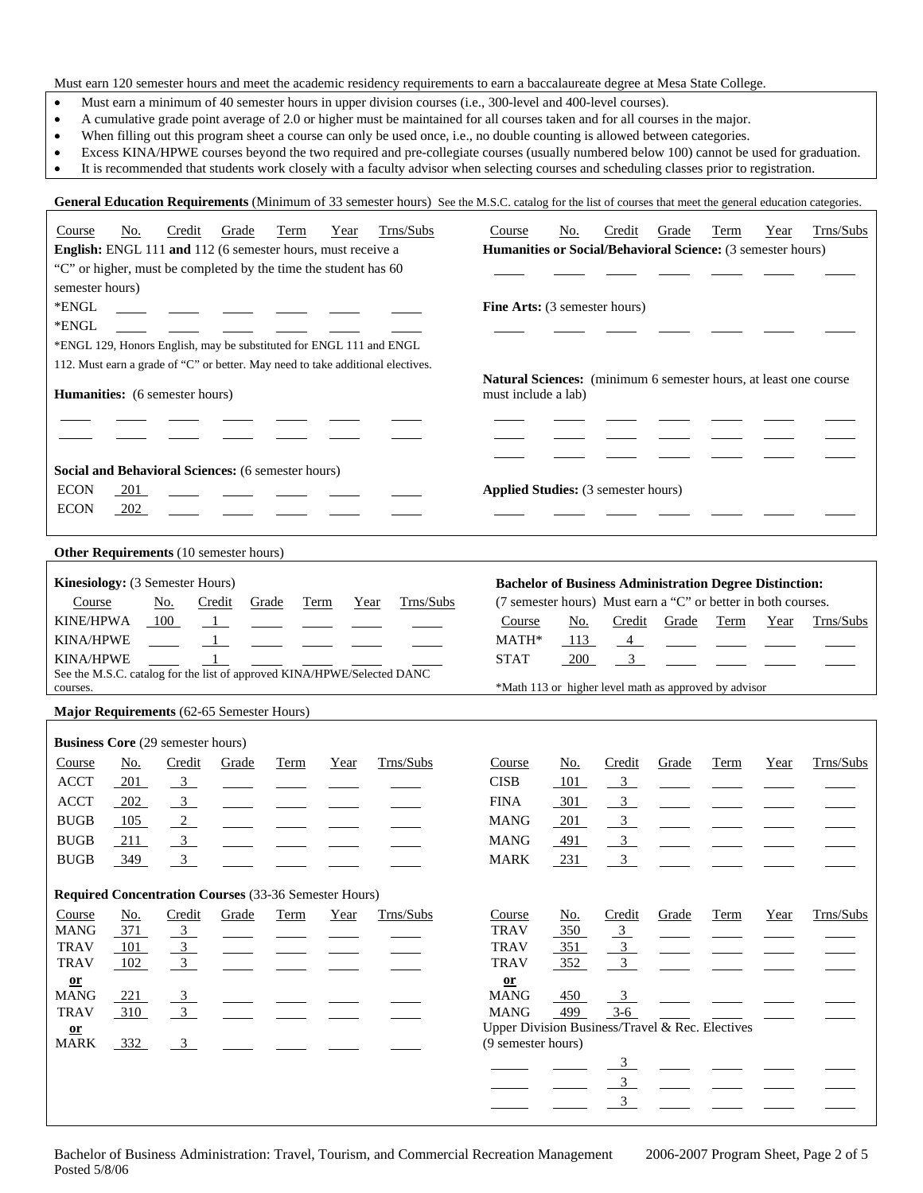Must earn 120 semester hours and meet the academic residency requirements to earn a baccalaureate degree at Mesa State College.

- Must earn a minimum of 40 semester hours in upper division courses (i.e., 300-level and 400-level courses).
- A cumulative grade point average of 2.0 or higher must be maintained for all courses taken and for all courses in the major.
- When filling out this program sheet a course can only be used once, i.e., no double counting is allowed between categories.
- Excess KINA/HPWE courses beyond the two required and pre-collegiate courses (usually numbered below 100) cannot be used for graduation.
- It is recommended that students work closely with a faculty advisor when selecting courses and scheduling classes prior to registration.

## General Education Requirements (Minimum of 33 semester hours)

See the M.S.C. catalog for the list of courses that meet the general education categories.

**English:** ENGL 111 **and** 112 (6 semester hours, must receive a "C" or higher, must be completed by the time the student has 60 semester hours)

| Course | No. | Credit | Grade | Term | Year | Trns/Subs |
|---|---|---|---|---|---|---|
| *ENGL | | | | | | |
| *ENGL | | | | | | |

*ENGL 129, Honors English, may be substituted for ENGL 111 and ENGL 112. Must earn a grade of "C" or better. May need to take additional electives.

**Humanities:** (6 semester hours)

| Course | No. | Credit | Grade | Term | Year | Trns/Subs |
|---|---|---|---|---|---|---|
| | | | | | | |
| | | | | | | |

**Social and Behavioral Sciences:** (6 semester hours)

| Course | No. | Credit | Grade | Term | Year | Trns/Subs |
|---|---|---|---|---|---|---|
| ECON | 201 | | | | | |
| ECON | 202 | | | | | |

**Humanities or Social/Behavioral Science:** (3 semester hours)

| Course | No. | Credit | Grade | Term | Year | Trns/Subs |
|---|---|---|---|---|---|---|
| | | | | | | |

**Fine Arts:** (3 semester hours)

| Course | No. | Credit | Grade | Term | Year | Trns/Subs |
|---|---|---|---|---|---|---|
| | | | | | | |

**Natural Sciences:** (minimum 6 semester hours, at least one course must include a lab)

| Course | No. | Credit | Grade | Term | Year | Trns/Subs |
|---|---|---|---|---|---|---|
| | | | | | | |
| | | | | | | |
| | | | | | | |

**Applied Studies:** (3 semester hours)

| Course | No. | Credit | Grade | Term | Year | Trns/Subs |
|---|---|---|---|---|---|---|
| | | | | | | |

## Other Requirements (10 semester hours)

**Kinesiology:** (3 Semester Hours)

| Course | No. | Credit | Grade | Term | Year | Trns/Subs |
|---|---|---|---|---|---|---|
| KINE/HPWA | 100 | 1 | | | | |
| KINA/HPWE | | 1 | | | | |
| KINA/HPWE | | 1 | | | | |

See the M.S.C. catalog for the list of approved KINA/HPWE/Selected DANC courses.

**Bachelor of Business Administration Degree Distinction:** (7 semester hours) Must earn a "C" or better in both courses.

| Course | No. | Credit | Grade | Term | Year | Trns/Subs |
|---|---|---|---|---|---|---|
| MATH* | 113 | 4 | | | | |
| STAT | 200 | 3 | | | | |

*Math 113 or higher level math as approved by advisor

## Major Requirements (62-65 Semester Hours)

**Business Core** (29 semester hours)

| Course | No. | Credit | Grade | Term | Year | Trns/Subs |
|---|---|---|---|---|---|---|
| ACCT | 201 | 3 | | | | |
| ACCT | 202 | 3 | | | | |
| BUGB | 105 | 2 | | | | |
| BUGB | 211 | 3 | | | | |
| BUGB | 349 | 3 | | | | |
| CISB | 101 | 3 | | | | |
| FINA | 301 | 3 | | | | |
| MANG | 201 | 3 | | | | |
| MANG | 491 | 3 | | | | |
| MARK | 231 | 3 | | | | |

**Required Concentration Courses** (33-36 Semester Hours)

| Course | No. | Credit | Grade | Term | Year | Trns/Subs |
|---|---|---|---|---|---|---|
| MANG | 371 | 3 | | | | |
| TRAV | 101 | 3 | | | | |
| TRAV | 102 | 3 | | | | |
| **or** | | | | | | |
| MANG | 221 | 3 | | | | |
| TRAV | 310 | 3 | | | | |
| **or** | | | | | | |
| MARK | 332 | 3 | | | | |
| TRAV | 350 | 3 | | | | |
| TRAV | 351 | 3 | | | | |
| TRAV | 352 | 3 | | | | |
| **or** | | | | | | |
| MANG | 450 | 3 | | | | |
| MANG | 499 | 3-6 | | | | |

Upper Division Business/Travel & Rec. Electives (9 semester hours)

| Course | No. | Credit | Grade | Term | Year | Trns/Subs |
|---|---|---|---|---|---|---|
| | | 3 | | | | |
| | | 3 | | | | |
| | | 3 | | | | |

Bachelor of Business Administration: Travel, Tourism, and Commercial Recreation Management 2006-2007 Program Sheet
Posted 5/8/06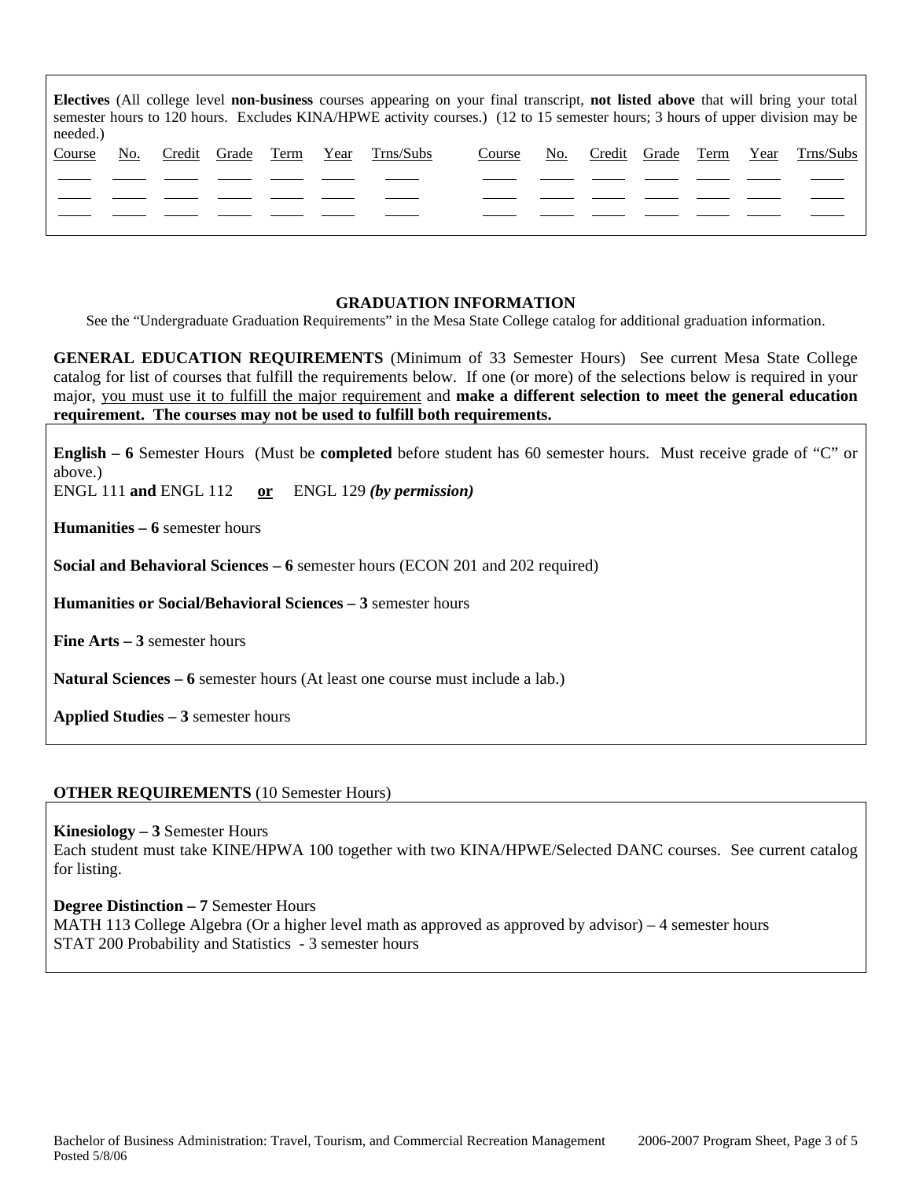**Electives** (All college level **non-business** courses appearing on your final transcript, **not listed above** that will bring your total semester hours to 120 hours. Excludes KINA/HPWE activity courses.) (12 to 15 semester hours; 3 hours of upper division may be needed.)

| Course | No. | Credit | Grade | Term | Year | Trns/Subs | Course | No. | Credit | Grade | Term | Year | Trns/Subs |
|---|---|---|---|---|---|---|---|---|---|---|---|---|---|
| | | | | | | | | | | | | | |
| | | | | | | | | | | | | | |
| | | | | | | | | | | | | | |

## GRADUATION INFORMATION

See the "Undergraduate Graduation Requirements" in the Mesa State College catalog for additional graduation information.

**GENERAL EDUCATION REQUIREMENTS** (Minimum of 33 Semester Hours) See current Mesa State College catalog for list of courses that fulfill the requirements below. If one (or more) of the selections below is required in your major, you must use it to fulfill the major requirement and **make a different selection to meet the general education requirement. The courses may not be used to fulfill both requirements.**

**English – 6** Semester Hours (Must be **completed** before student has 60 semester hours. Must receive grade of "C" or above.)
ENGL 111 **and** ENGL 112 **or** ENGL 129 ***(by permission)***

**Humanities – 6** semester hours

**Social and Behavioral Sciences – 6** semester hours (ECON 201 and 202 required)

**Humanities or Social/Behavioral Sciences – 3** semester hours

**Fine Arts – 3** semester hours

**Natural Sciences – 6** semester hours (At least one course must include a lab.)

**Applied Studies – 3** semester hours

**OTHER REQUIREMENTS** (10 Semester Hours)

**Kinesiology – 3** Semester Hours
Each student must take KINE/HPWA 100 together with two KINA/HPWE/Selected DANC courses. See current catalog for listing.

**Degree Distinction – 7** Semester Hours
MATH 113 College Algebra (Or a higher level math as approved as approved by advisor) – 4 semester hours
STAT 200 Probability and Statistics - 3 semester hours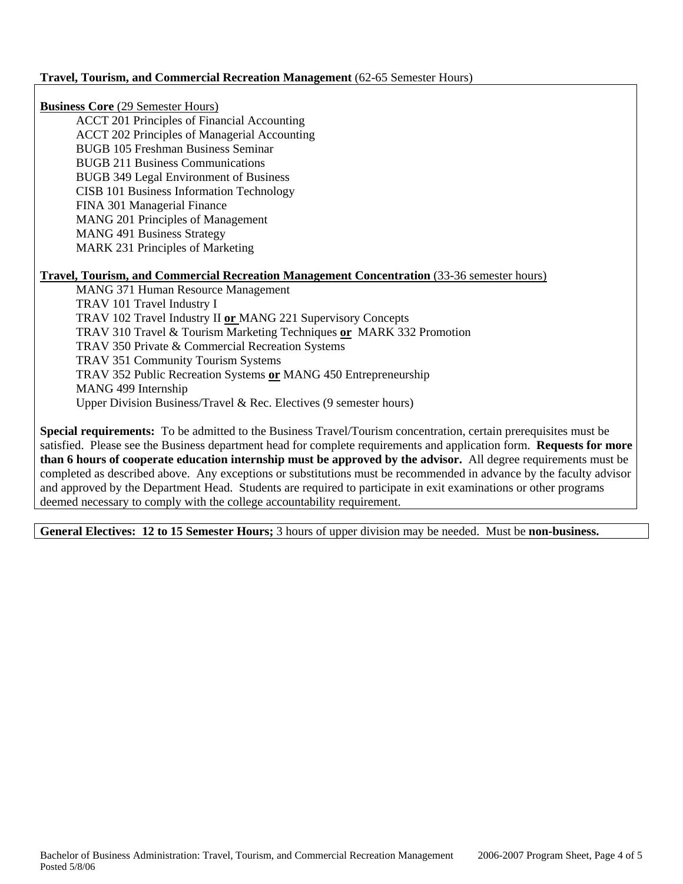**Travel, Tourism, and Commercial Recreation Management** (62-65 Semester Hours)

**Business Core** (29 Semester Hours)

- ACCT 201 Principles of Financial Accounting
- ACCT 202 Principles of Managerial Accounting
- BUGB 105 Freshman Business Seminar
- BUGB 211 Business Communications
- BUGB 349 Legal Environment of Business
- CISB 101 Business Information Technology
- FINA 301 Managerial Finance
- MANG 201 Principles of Management
- MANG 491 Business Strategy
- MARK 231 Principles of Marketing

**Travel, Tourism, and Commercial Recreation Management Concentration** (33-36 semester hours)

- MANG 371 Human Resource Management
- TRAV 101 Travel Industry I
- TRAV 102 Travel Industry II **or** MANG 221 Supervisory Concepts
- TRAV 310 Travel & Tourism Marketing Techniques **or** MARK 332 Promotion
- TRAV 350 Private & Commercial Recreation Systems
- TRAV 351 Community Tourism Systems
- TRAV 352 Public Recreation Systems **or** MANG 450 Entrepreneurship
- MANG 499 Internship
- Upper Division Business/Travel & Rec. Electives (9 semester hours)

**Special requirements:** To be admitted to the Business Travel/Tourism concentration, certain prerequisites must be satisfied. Please see the Business department head for complete requirements and application form. **Requests for more than 6 hours of cooperate education internship must be approved by the advisor.** All degree requirements must be completed as described above. Any exceptions or substitutions must be recommended in advance by the faculty advisor and approved by the Department Head. Students are required to participate in exit examinations or other programs deemed necessary to comply with the college accountability requirement.

**General Electives: 12 to 15 Semester Hours;** 3 hours of upper division may be needed. Must be **non-business.**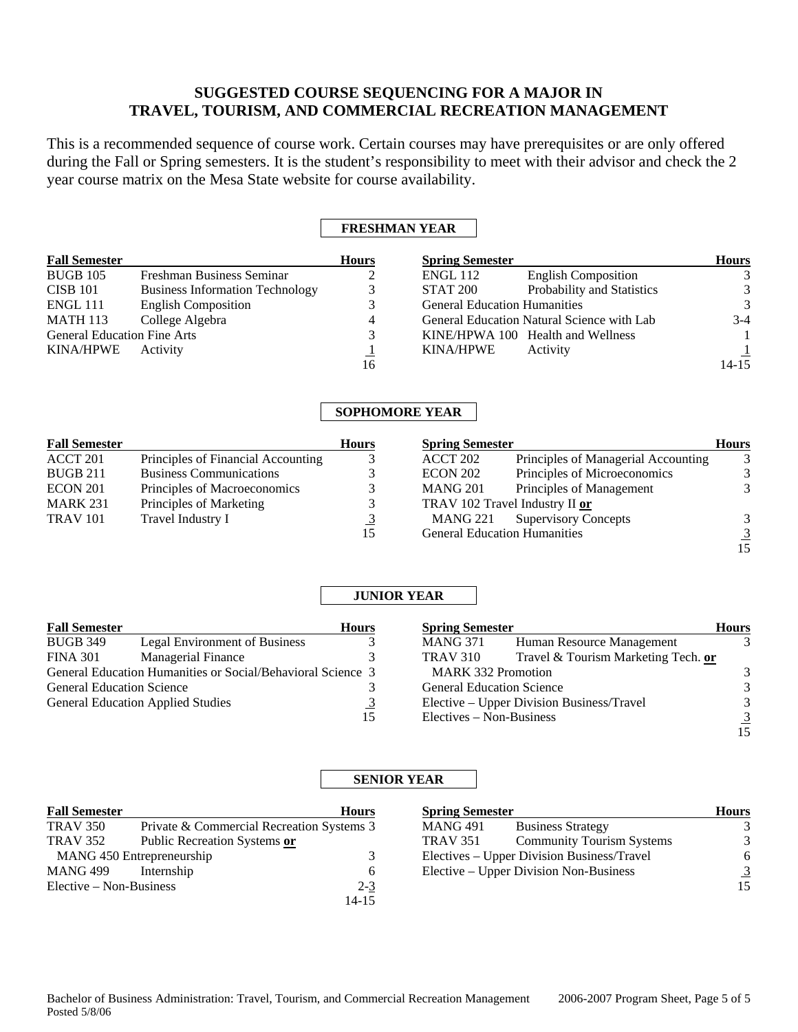# SUGGESTED COURSE SEQUENCING FOR A MAJOR IN TRAVEL, TOURISM, AND COMMERCIAL RECREATION MANAGEMENT

This is a recommended sequence of course work. Certain courses may have prerequisites or are only offered during the Fall or Spring semesters. It is the student's responsibility to meet with their advisor and check the 2 year course matrix on the Mesa State website for course availability.

## FRESHMAN YEAR

| Fall Semester | | Hours |
|---|---|---|
| BUGB 105 | Freshman Business Seminar | 2 |
| CISB 101 | Business Information Technology | 3 |
| ENGL 111 | English Composition | 3 |
| MATH 113 | College Algebra | 4 |
| General Education Fine Arts | | 3 |
| KINA/HPWE | Activity | 1 |
| | | 16 |

| Spring Semester | | Hours |
|---|---|---|
| ENGL 112 | English Composition | 3 |
| STAT 200 | Probability and Statistics | 3 |
| General Education Humanities | | 3 |
| General Education Natural Science with Lab | | 3-4 |
| KINE/HPWA 100 | Health and Wellness | 1 |
| KINA/HPWE | Activity | 1 |
| | | 14-15 |

## SOPHOMORE YEAR

| Fall Semester | | Hours |
|---|---|---|
| ACCT 201 | Principles of Financial Accounting | 3 |
| BUGB 211 | Business Communications | 3 |
| ECON 201 | Principles of Macroeconomics | 3 |
| MARK 231 | Principles of Marketing | 3 |
| TRAV 101 | Travel Industry I | 3 |
| | | 15 |

| Spring Semester | | Hours |
|---|---|---|
| ACCT 202 | Principles of Managerial Accounting | 3 |
| ECON 202 | Principles of Microeconomics | 3 |
| MANG 201 | Principles of Management | 3 |
| TRAV 102 Travel Industry II **or** MANG 221 | Supervisory Concepts | 3 |
| General Education Humanities | | 3 |
| | | 15 |

## JUNIOR YEAR

| Fall Semester | | Hours |
|---|---|---|
| BUGB 349 | Legal Environment of Business | 3 |
| FINA 301 | Managerial Finance | 3 |
| General Education Humanities or Social/Behavioral Science | | 3 |
| General Education Science | | 3 |
| General Education Applied Studies | | 3 |
| | | 15 |

| Spring Semester | | Hours |
|---|---|---|
| MANG 371 | Human Resource Management | 3 |
| TRAV 310 | Travel & Tourism Marketing Tech. **or** MARK 332 Promotion | 3 |
| General Education Science | | 3 |
| Elective – Upper Division Business/Travel | | 3 |
| Electives – Non-Business | | 3 |
| | | 15 |

## SENIOR YEAR

| Fall Semester | | Hours |
|---|---|---|
| TRAV 350 | Private & Commercial Recreation Systems | 3 |
| TRAV 352 | Public Recreation Systems **or** MANG 450 Entrepreneurship | 3 |
| MANG 499 | Internship | 6 |
| Elective – Non-Business | | 2-3 |
| | | 14-15 |

| Spring Semester | | Hours |
|---|---|---|
| MANG 491 | Business Strategy | 3 |
| TRAV 351 | Community Tourism Systems | 3 |
| Electives – Upper Division Business/Travel | | 6 |
| Elective – Upper Division Non-Business | | 3 |
| | | 15 |

Bachelor of Business Administration: Travel, Tourism, and Commercial Recreation Management 2006-2007 Program Sheet
Posted 5/8/06